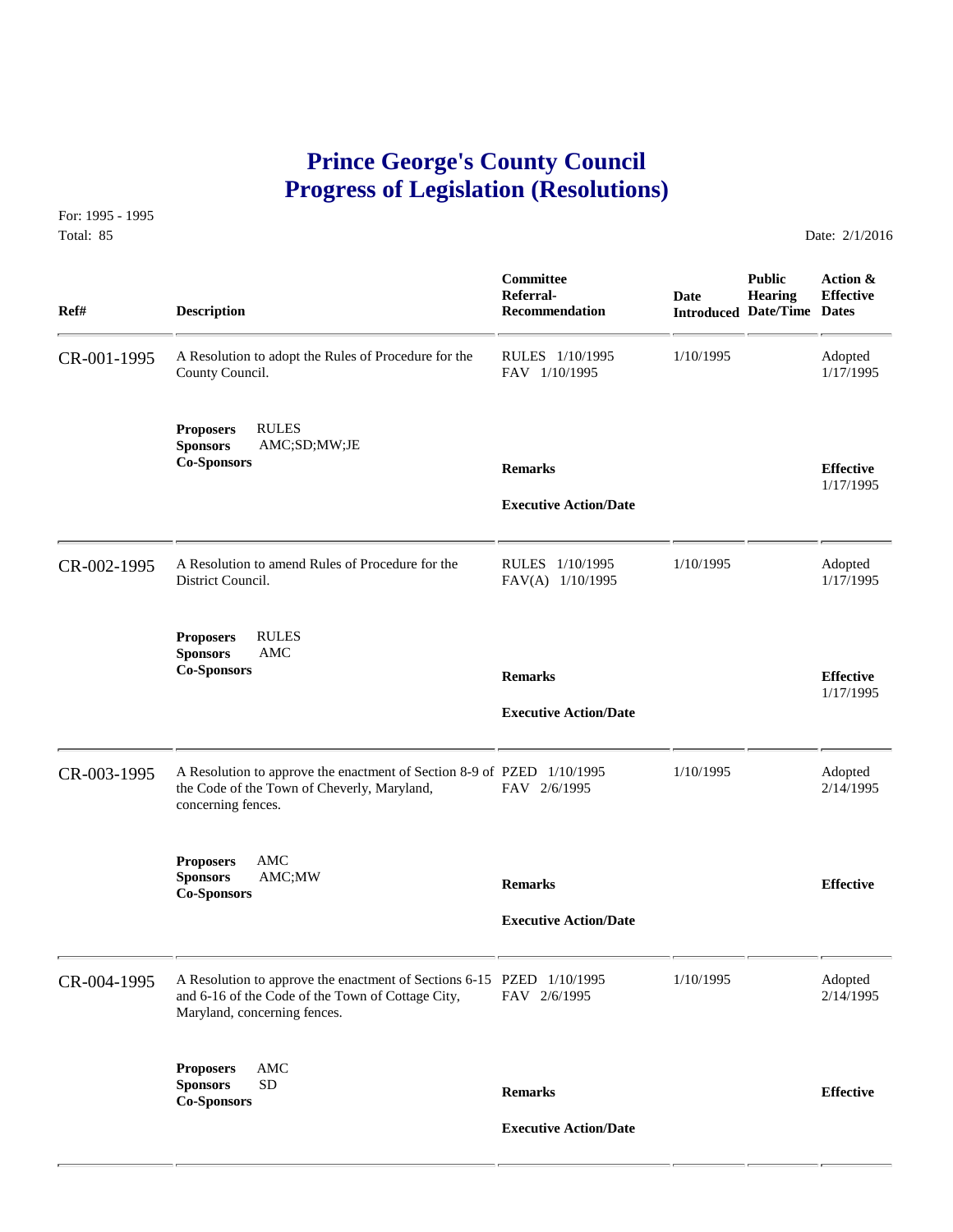# Prince George's County Council
# Progress of Legislation (Resolutions)

For: 1995 - 1995
Total: 85

Date: 2/1/2016

| Ref# | Description | Committee Referral-Recommendation | Date Introduced | Public Hearing Date/Time | Action & Effective Dates |
|---|---|---|---|---|---|
| CR-001-1995 | A Resolution to adopt the Rules of Procedure for the County Council. | RULES 1/10/1995<br>FAV 1/10/1995 | 1/10/1995 | | Adopted 1/17/1995 |
| | **Proposers** RULES<br>**Sponsors** AMC;SD;MW;JE<br>**Co-Sponsors** | **Remarks**<br><br>**Executive Action/Date** | | | **Effective** 1/17/1995 |
| CR-002-1995 | A Resolution to amend Rules of Procedure for the District Council. | RULES 1/10/1995<br>FAV(A) 1/10/1995 | 1/10/1995 | | Adopted 1/17/1995 |
| | **Proposers** RULES<br>**Sponsors** AMC<br>**Co-Sponsors** | **Remarks**<br><br>**Executive Action/Date** | | | **Effective** 1/17/1995 |
| CR-003-1995 | A Resolution to approve the enactment of Section 8-9 of the Code of the Town of Cheverly, Maryland, concerning fences. | PZED 1/10/1995<br>FAV 2/6/1995 | 1/10/1995 | | Adopted 2/14/1995 |
| | **Proposers** AMC<br>**Sponsors** AMC;MW<br>**Co-Sponsors** | **Remarks**<br><br>**Executive Action/Date** | | | **Effective** |
| CR-004-1995 | A Resolution to approve the enactment of Sections 6-15 and 6-16 of the Code of the Town of Cottage City, Maryland, concerning fences. | PZED 1/10/1995<br>FAV 2/6/1995 | 1/10/1995 | | Adopted 2/14/1995 |
| | **Proposers** AMC<br>**Sponsors** SD<br>**Co-Sponsors** | **Remarks**<br><br>**Executive Action/Date** | | | **Effective** |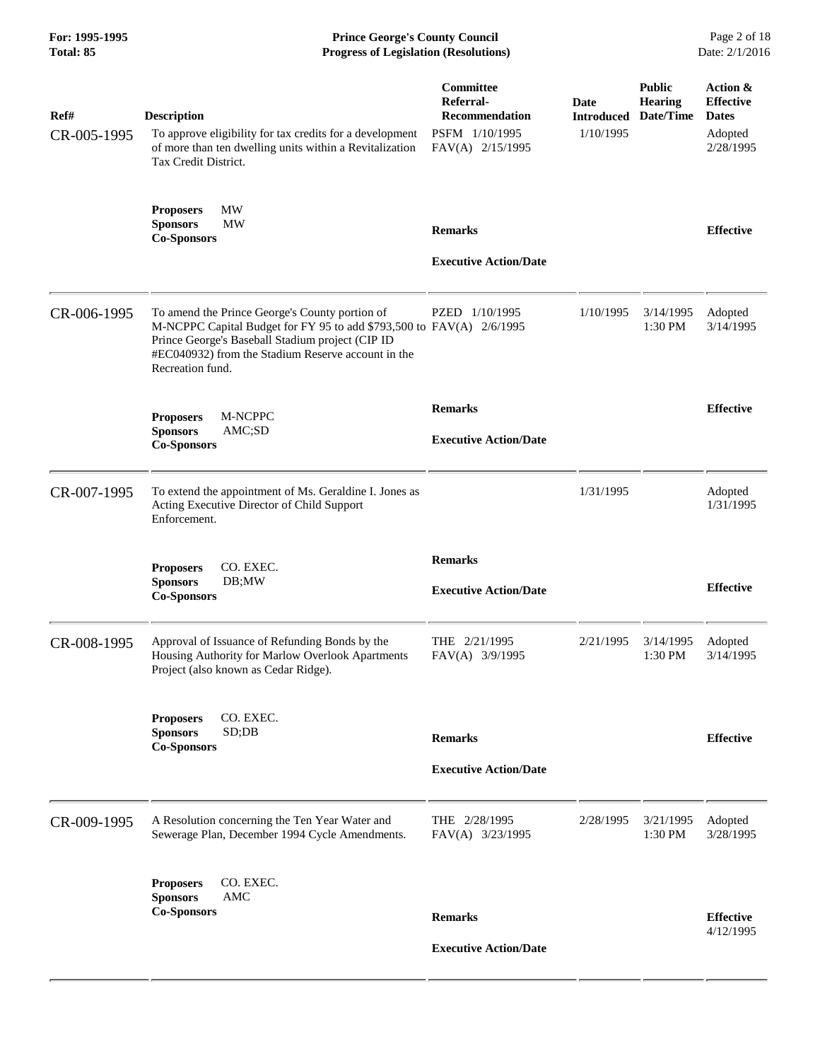| Ref# | Description | Committee Referral-Recommendation | Date Introduced | Public Hearing Date/Time | Action & Effective Dates |
|---|---|---|---|---|---|
| CR-005-1995 | To approve eligibility for tax credits for a development of more than ten dwelling units within a Revitalization Tax Credit District. | PSFM 1/10/1995<br>FAV(A) 2/15/1995 | 1/10/1995 | | Adopted 2/28/1995 |
| | **Proposers** MW<br>**Sponsors** MW<br>**Co-Sponsors** | **Remarks**<br>**Executive Action/Date** | | | **Effective** |
| CR-006-1995 | To amend the Prince George's County portion of M-NCPPC Capital Budget for FY 95 to add $793,500 to Prince George's Baseball Stadium project (CIP ID #EC040932) from the Stadium Reserve account in the Recreation fund. | PZED 1/10/1995<br>FAV(A) 2/6/1995 | 1/10/1995 | 3/14/1995 1:30 PM | Adopted 3/14/1995 |
| | **Proposers** M-NCPPC<br>**Sponsors** AMC;SD<br>**Co-Sponsors** | **Remarks**<br>**Executive Action/Date** | | | **Effective** |
| CR-007-1995 | To extend the appointment of Ms. Geraldine I. Jones as Acting Executive Director of Child Support Enforcement. | | 1/31/1995 | | Adopted 1/31/1995 |
| | **Proposers** CO. EXEC.<br>**Sponsors** DB;MW<br>**Co-Sponsors** | **Remarks**<br>**Executive Action/Date** | | | **Effective** |
| CR-008-1995 | Approval of Issuance of Refunding Bonds by the Housing Authority for Marlow Overlook Apartments Project (also known as Cedar Ridge). | THE 2/21/1995<br>FAV(A) 3/9/1995 | 2/21/1995 | 3/14/1995 1:30 PM | Adopted 3/14/1995 |
| | **Proposers** CO. EXEC.<br>**Sponsors** SD;DB<br>**Co-Sponsors** | **Remarks**<br>**Executive Action/Date** | | | **Effective** |
| CR-009-1995 | A Resolution concerning the Ten Year Water and Sewerage Plan, December 1994 Cycle Amendments. | THE 2/28/1995<br>FAV(A) 3/23/1995 | 2/28/1995 | 3/21/1995 1:30 PM | Adopted 3/28/1995 |
| | **Proposers** CO. EXEC.<br>**Sponsors** AMC<br>**Co-Sponsors** | **Remarks**<br>**Executive Action/Date** | | | **Effective** 4/12/1995 |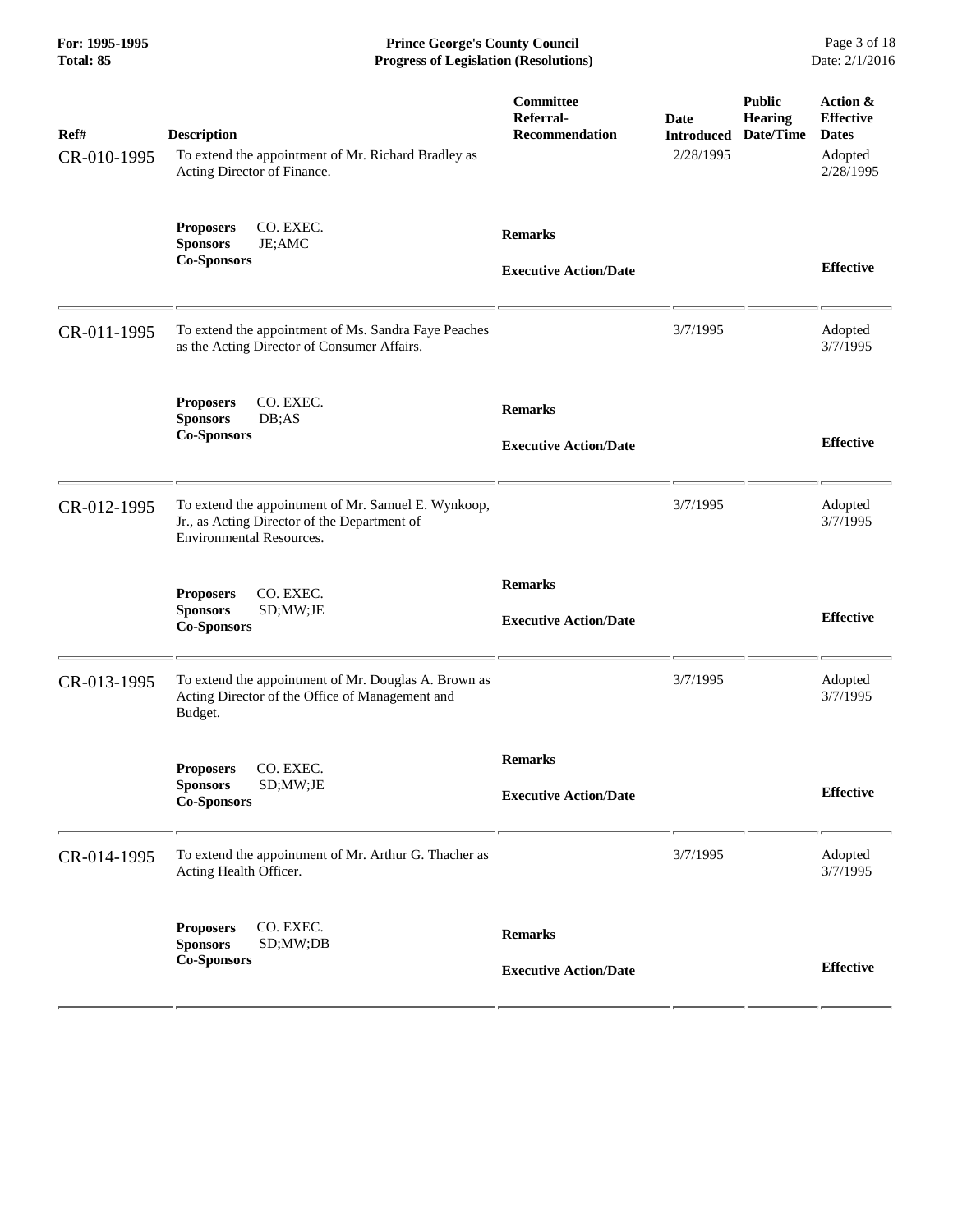| Ref# | Description | Committee Referral-Recommendation | Date Introduced | Public Hearing Date/Time | Action & Effective Dates |
|---|---|---|---|---|---|
| CR-010-1995 | To extend the appointment of Mr. Richard Bradley as Acting Director of Finance. | | 2/28/1995 | | Adopted 2/28/1995 |
| | **Proposers** CO. EXEC. **Sponsors** JE;AMC **Co-Sponsors** | **Remarks** **Executive Action/Date** | | | **Effective** |
| CR-011-1995 | To extend the appointment of Ms. Sandra Faye Peaches as the Acting Director of Consumer Affairs. | | 3/7/1995 | | Adopted 3/7/1995 |
| | **Proposers** CO. EXEC. **Sponsors** DB;AS **Co-Sponsors** | **Remarks** **Executive Action/Date** | | | **Effective** |
| CR-012-1995 | To extend the appointment of Mr. Samuel E. Wynkoop, Jr., as Acting Director of the Department of Environmental Resources. | | 3/7/1995 | | Adopted 3/7/1995 |
| | **Proposers** CO. EXEC. **Sponsors** SD;MW;JE **Co-Sponsors** | **Remarks** **Executive Action/Date** | | | **Effective** |
| CR-013-1995 | To extend the appointment of Mr. Douglas A. Brown as Acting Director of the Office of Management and Budget. | | 3/7/1995 | | Adopted 3/7/1995 |
| | **Proposers** CO. EXEC. **Sponsors** SD;MW;JE **Co-Sponsors** | **Remarks** **Executive Action/Date** | | | **Effective** |
| CR-014-1995 | To extend the appointment of Mr. Arthur G. Thacher as Acting Health Officer. | | 3/7/1995 | | Adopted 3/7/1995 |
| | **Proposers** CO. EXEC. **Sponsors** SD;MW;DB **Co-Sponsors** | **Remarks** **Executive Action/Date** | | | **Effective** |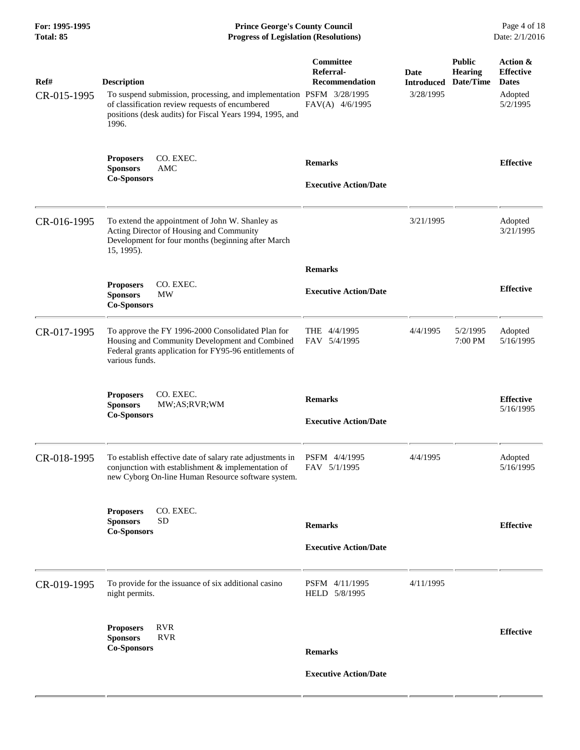| Ref# | Description | Committee Referral-Recommendation | Date Introduced | Public Hearing Date/Time | Action & Effective Dates |
|---|---|---|---|---|---|
| CR-015-1995 | To suspend submission, processing, and implementation of classification review requests of encumbered positions (desk audits) for Fiscal Years 1994, 1995, and 1996. | PSFM 3/28/1995<br>FAV(A) 4/6/1995 | 3/28/1995 | | Adopted<br>5/2/1995 |
| | **Proposers** CO. EXEC.<br>**Sponsors** AMC<br>**Co-Sponsors** | **Remarks**<br><br>**Executive Action/Date** | | | **Effective** |
| CR-016-1995 | To extend the appointment of John W. Shanley as Acting Director of Housing and Community Development for four months (beginning after March 15, 1995). | | 3/21/1995 | | Adopted<br>3/21/1995 |
| | **Proposers** CO. EXEC.<br>**Sponsors** MW<br>**Co-Sponsors** | **Remarks**<br><br>**Executive Action/Date** | | | **Effective** |
| CR-017-1995 | To approve the FY 1996-2000 Consolidated Plan for Housing and Community Development and Combined Federal grants application for FY95-96 entitlements of various funds. | THE 4/4/1995<br>FAV 5/4/1995 | 4/4/1995 | 5/2/1995<br>7:00 PM | Adopted<br>5/16/1995 |
| | **Proposers** CO. EXEC.<br>**Sponsors** MW;AS;RVR;WM<br>**Co-Sponsors** | **Remarks**<br><br>**Executive Action/Date** | | | **Effective**<br>5/16/1995 |
| CR-018-1995 | To establish effective date of salary rate adjustments in conjunction with establishment & implementation of new Cyborg On-line Human Resource software system. | PSFM 4/4/1995<br>FAV 5/1/1995 | 4/4/1995 | | Adopted<br>5/16/1995 |
| | **Proposers** CO. EXEC.<br>**Sponsors** SD<br>**Co-Sponsors** | **Remarks**<br><br>**Executive Action/Date** | | | **Effective** |
| CR-019-1995 | To provide for the issuance of six additional casino night permits. | PSFM 4/11/1995<br>HELD 5/8/1995 | 4/11/1995 | | |
| | **Proposers** RVR<br>**Sponsors** RVR<br>**Co-Sponsors** | **Remarks**<br><br>**Executive Action/Date** | | | **Effective** |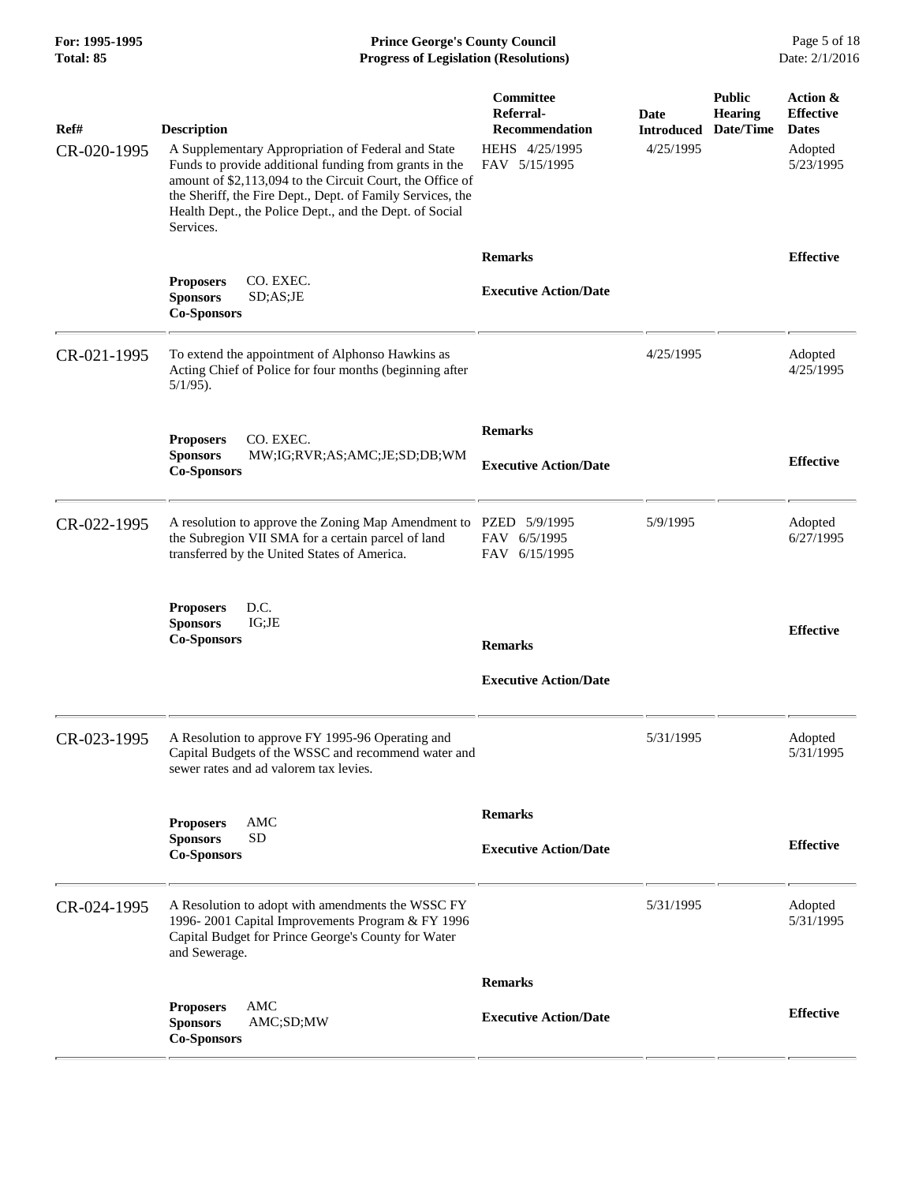| Ref# | Description | Committee Referral-Recommendation | Date Introduced | Public Hearing Date/Time | Action & Effective Dates |
|---|---|---|---|---|---|
| CR-020-1995 | A Supplementary Appropriation of Federal and State Funds to provide additional funding from grants in the amount of $2,113,094 to the Circuit Court, the Office of the Sheriff, the Fire Dept., Dept. of Family Services, the Health Dept., the Police Dept., and the Dept. of Social Services. | HEHS 4/25/1995<br>FAV 5/15/1995 | 4/25/1995 | | Adopted 5/23/1995 |
| | **Proposers** CO. EXEC.<br>**Sponsors** SD;AS;JE<br>**Co-Sponsors** | **Remarks**<br><br>**Executive Action/Date** | | | **Effective** |
| CR-021-1995 | To extend the appointment of Alphonso Hawkins as Acting Chief of Police for four months (beginning after 5/1/95). | | 4/25/1995 | | Adopted 4/25/1995 |
| | **Proposers** CO. EXEC.<br>**Sponsors** MW;IG;RVR;AS;AMC;JE;SD;DB;WM<br>**Co-Sponsors** | **Remarks**<br><br>**Executive Action/Date** | | | **Effective** |
| CR-022-1995 | A resolution to approve the Zoning Map Amendment to the Subregion VII SMA for a certain parcel of land transferred by the United States of America. | PZED 5/9/1995<br>FAV 6/5/1995<br>FAV 6/15/1995 | 5/9/1995 | | Adopted 6/27/1995 |
| | **Proposers** D.C.<br>**Sponsors** IG;JE<br>**Co-Sponsors** | **Remarks**<br><br>**Executive Action/Date** | | | **Effective** |
| CR-023-1995 | A Resolution to approve FY 1995-96 Operating and Capital Budgets of the WSSC and recommend water and sewer rates and ad valorem tax levies. | | 5/31/1995 | | Adopted 5/31/1995 |
| | **Proposers** AMC<br>**Sponsors** SD<br>**Co-Sponsors** | **Remarks**<br><br>**Executive Action/Date** | | | **Effective** |
| CR-024-1995 | A Resolution to adopt with amendments the WSSC FY 1996- 2001 Capital Improvements Program & FY 1996 Capital Budget for Prince George's County for Water and Sewerage. | | 5/31/1995 | | Adopted 5/31/1995 |
| | **Proposers** AMC<br>**Sponsors** AMC;SD;MW<br>**Co-Sponsors** | **Remarks**<br><br>**Executive Action/Date** | | | **Effective** |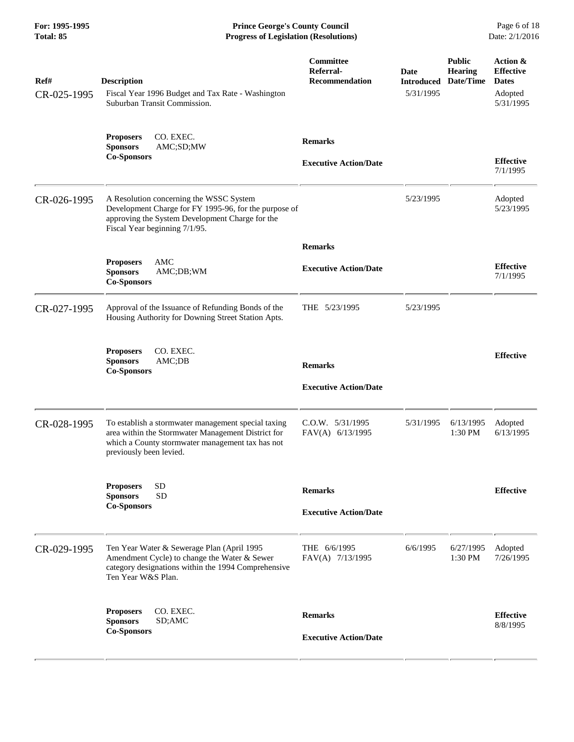| Ref# | Description | Committee Referral-Recommendation | Date Introduced | Public Hearing Date/Time | Action & Effective Dates |
|---|---|---|---|---|---|
| CR-025-1995 | Fiscal Year 1996 Budget and Tax Rate - Washington Suburban Transit Commission. | | 5/31/1995 | | Adopted 5/31/1995 |
| | **Proposers** CO. EXEC.<br>**Sponsors** AMC;SD;MW<br>**Co-Sponsors** | **Remarks**<br><br>**Executive Action/Date** | | | **Effective** 7/1/1995 |
| CR-026-1995 | A Resolution concerning the WSSC System Development Charge for FY 1995-96, for the purpose of approving the System Development Charge for the Fiscal Year beginning 7/1/95. | | 5/23/1995 | | Adopted 5/23/1995 |
| | **Proposers** AMC<br>**Sponsors** AMC;DB;WM<br>**Co-Sponsors** | **Remarks**<br><br>**Executive Action/Date** | | | **Effective** 7/1/1995 |
| CR-027-1995 | Approval of the Issuance of Refunding Bonds of the Housing Authority for Downing Street Station Apts. | THE 5/23/1995 | 5/23/1995 | | |
| | **Proposers** CO. EXEC.<br>**Sponsors** AMC;DB<br>**Co-Sponsors** | **Remarks**<br><br>**Executive Action/Date** | | | **Effective** |
| CR-028-1995 | To establish a stormwater management special taxing area within the Stormwater Management District for which a County stormwater management tax has not previously been levied. | C.O.W. 5/31/1995<br>FAV(A) 6/13/1995 | 5/31/1995 | 6/13/1995 1:30 PM | Adopted 6/13/1995 |
| | **Proposers** SD<br>**Sponsors** SD<br>**Co-Sponsors** | **Remarks**<br><br>**Executive Action/Date** | | | **Effective** |
| CR-029-1995 | Ten Year Water & Sewerage Plan (April 1995 Amendment Cycle) to change the Water & Sewer category designations within the 1994 Comprehensive Ten Year W&S Plan. | THE 6/6/1995<br>FAV(A) 7/13/1995 | 6/6/1995 | 6/27/1995 1:30 PM | Adopted 7/26/1995 |
| | **Proposers** CO. EXEC.<br>**Sponsors** SD;AMC<br>**Co-Sponsors** | **Remarks**<br><br>**Executive Action/Date** | | | **Effective** 8/8/1995 |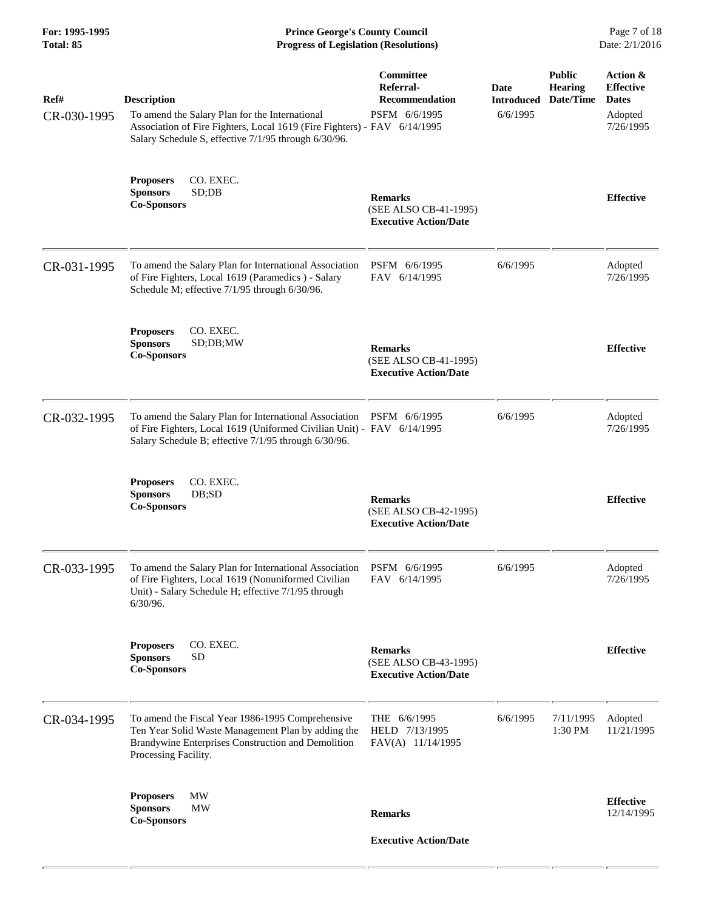| Ref# | Description | Committee Referral-Recommendation | Date Introduced | Public Hearing Date/Time | Action & Effective Dates |
|---|---|---|---|---|---|
| CR-030-1995 | To amend the Salary Plan for the International Association of Fire Fighters, Local 1619 (Fire Fighters) - Salary Schedule S, effective 7/1/95 through 6/30/96. | PSFM 6/6/1995<br>FAV 6/14/1995 | 6/6/1995 | | Adopted 7/26/1995 |
| | **Proposers** CO. EXEC.<br>**Sponsors** SD;DB<br>**Co-Sponsors** | **Remarks**<br>(SEE ALSO CB-41-1995)<br>**Executive Action/Date** | | | **Effective** |
| CR-031-1995 | To amend the Salary Plan for International Association of Fire Fighters, Local 1619 (Paramedics ) - Salary Schedule M; effective 7/1/95 through 6/30/96. | PSFM 6/6/1995<br>FAV 6/14/1995 | 6/6/1995 | | Adopted 7/26/1995 |
| | **Proposers** CO. EXEC.<br>**Sponsors** SD;DB;MW<br>**Co-Sponsors** | **Remarks**<br>(SEE ALSO CB-41-1995)<br>**Executive Action/Date** | | | **Effective** |
| CR-032-1995 | To amend the Salary Plan for International Association of Fire Fighters, Local 1619 (Uniformed Civilian Unit) - Salary Schedule B; effective 7/1/95 through 6/30/96. | PSFM 6/6/1995<br>FAV 6/14/1995 | 6/6/1995 | | Adopted 7/26/1995 |
| | **Proposers** CO. EXEC.<br>**Sponsors** DB;SD<br>**Co-Sponsors** | **Remarks**<br>(SEE ALSO CB-42-1995)<br>**Executive Action/Date** | | | **Effective** |
| CR-033-1995 | To amend the Salary Plan for International Association of Fire Fighters, Local 1619 (Nonuniformed Civilian Unit) - Salary Schedule H; effective 7/1/95 through 6/30/96. | PSFM 6/6/1995<br>FAV 6/14/1995 | 6/6/1995 | | Adopted 7/26/1995 |
| | **Proposers** CO. EXEC.<br>**Sponsors** SD<br>**Co-Sponsors** | **Remarks**<br>(SEE ALSO CB-43-1995)<br>**Executive Action/Date** | | | **Effective** |
| CR-034-1995 | To amend the Fiscal Year 1986-1995 Comprehensive Ten Year Solid Waste Management Plan by adding the Brandywine Enterprises Construction and Demolition Processing Facility. | THE 6/6/1995<br>HELD 7/13/1995<br>FAV(A) 11/14/1995 | 6/6/1995 | 7/11/1995 1:30 PM | Adopted 11/21/1995 |
| | **Proposers** MW<br>**Sponsors** MW<br>**Co-Sponsors** | **Remarks**<br>**Executive Action/Date** | | | **Effective** 12/14/1995 |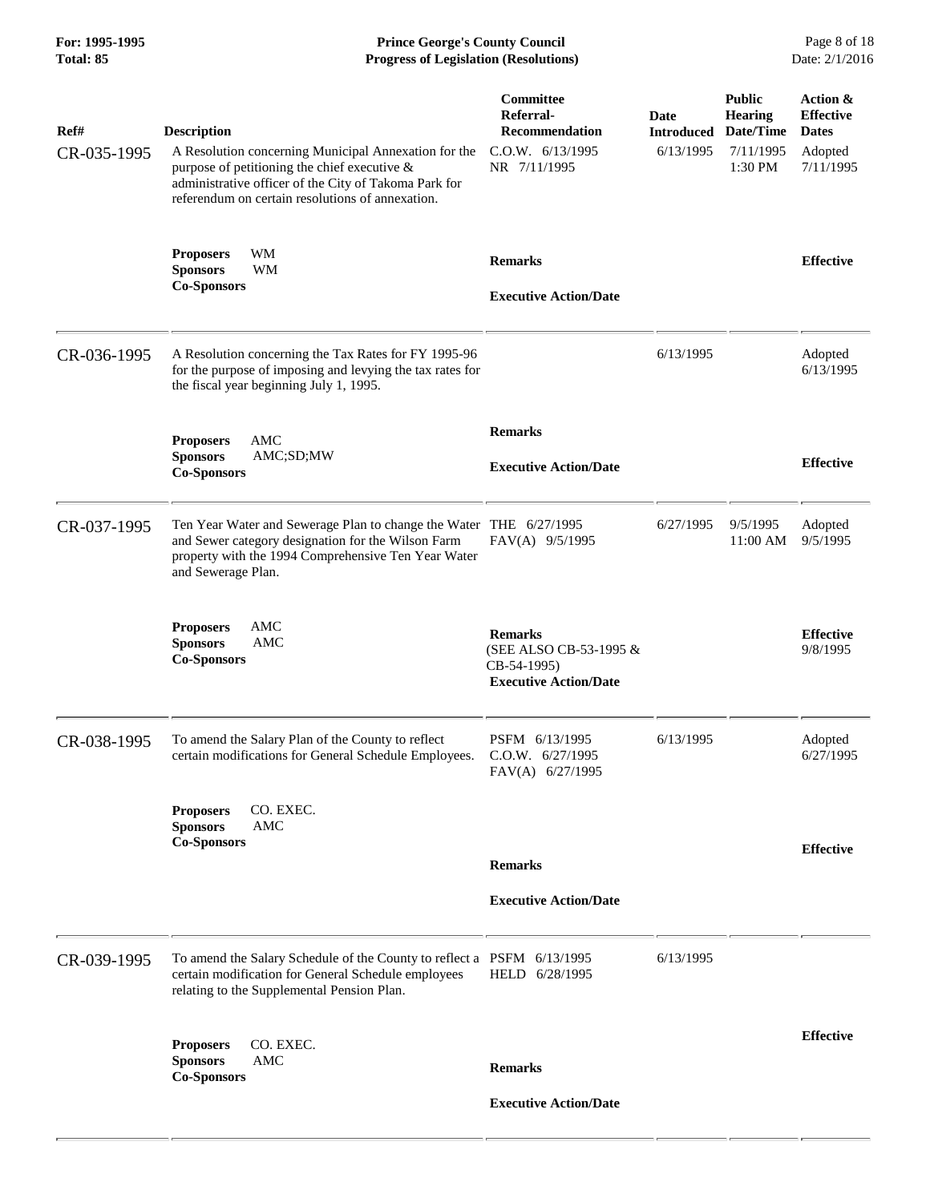| Ref# | Description | Committee Referral-Recommendation | Date Introduced | Public Hearing Date/Time | Action & Effective Dates |
|---|---|---|---|---|---|
| CR-035-1995 | A Resolution concerning Municipal Annexation for the purpose of petitioning the chief executive & administrative officer of the City of Takoma Park for referendum on certain resolutions of annexation. | C.O.W. 6/13/1995<br>NR 7/11/1995 | 6/13/1995 | 7/11/1995<br>1:30 PM | Adopted<br>7/11/1995 |
| | **Proposers** WM<br>**Sponsors** WM<br>**Co-Sponsors** | **Remarks**<br><br>**Executive Action/Date** | | | **Effective** |
| CR-036-1995 | A Resolution concerning the Tax Rates for FY 1995-96 for the purpose of imposing and levying the tax rates for the fiscal year beginning July 1, 1995. | | 6/13/1995 | | Adopted<br>6/13/1995 |
| | **Proposers** AMC<br>**Sponsors** AMC;SD;MW<br>**Co-Sponsors** | **Remarks**<br><br>**Executive Action/Date** | | | **Effective** |
| CR-037-1995 | Ten Year Water and Sewerage Plan to change the Water and Sewer category designation for the Wilson Farm property with the 1994 Comprehensive Ten Year Water and Sewerage Plan. | THE 6/27/1995<br>FAV(A) 9/5/1995 | 6/27/1995 | 9/5/1995<br>11:00 AM | Adopted<br>9/5/1995 |
| | **Proposers** AMC<br>**Sponsors** AMC<br>**Co-Sponsors** | **Remarks**<br>(SEE ALSO CB-53-1995 & CB-54-1995)<br>**Executive Action/Date** | | | **Effective**<br>9/8/1995 |
| CR-038-1995 | To amend the Salary Plan of the County to reflect certain modifications for General Schedule Employees. | PSFM 6/13/1995<br>C.O.W. 6/27/1995<br>FAV(A) 6/27/1995 | 6/13/1995 | | Adopted<br>6/27/1995 |
| | **Proposers** CO. EXEC.<br>**Sponsors** AMC<br>**Co-Sponsors** | **Remarks**<br><br>**Executive Action/Date** | | | **Effective** |
| CR-039-1995 | To amend the Salary Schedule of the County to reflect a certain modification for General Schedule employees relating to the Supplemental Pension Plan. | PSFM 6/13/1995<br>HELD 6/28/1995 | 6/13/1995 | | |
| | **Proposers** CO. EXEC.<br>**Sponsors** AMC<br>**Co-Sponsors** | **Remarks**<br><br>**Executive Action/Date** | | | **Effective** |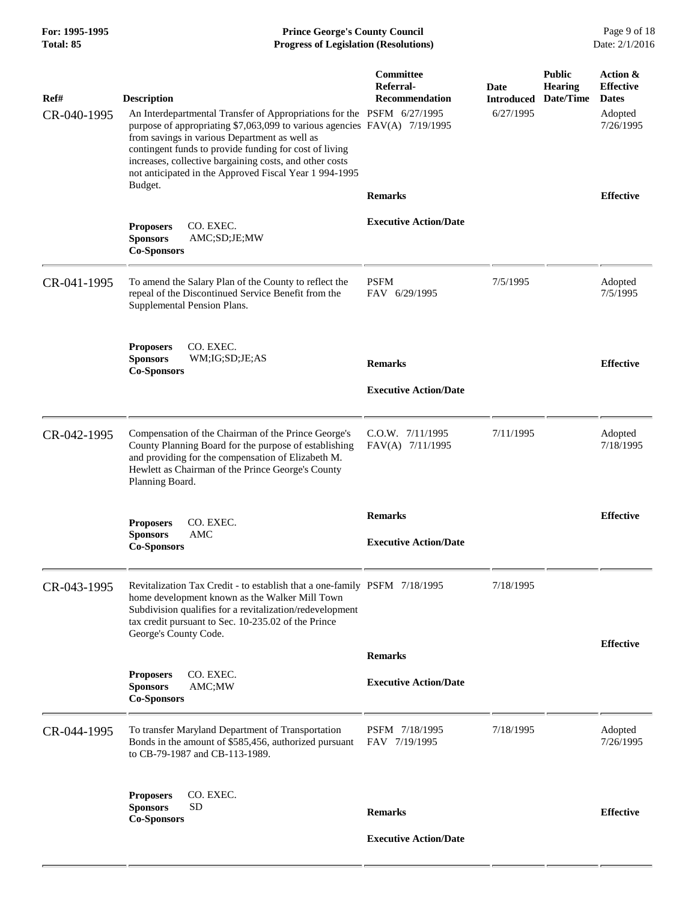| Ref# | Description | Committee Referral-Recommendation | Date Introduced | Public Hearing Date/Time | Action & Effective Dates |
|---|---|---|---|---|---|
| CR-040-1995 | An Interdepartmental Transfer of Appropriations for the purpose of appropriating $7,063,099 to various agencies from savings in various Department as well as contingent funds to provide funding for cost of living increases, collective bargaining costs, and other costs not anticipated in the Approved Fiscal Year 1 994-1995 Budget. | PSFM 6/27/1995<br>FAV(A) 7/19/1995 | 6/27/1995 | | Adopted 7/26/1995 |
| | **Proposers** CO. EXEC.<br>**Sponsors** AMC;SD;JE;MW<br>**Co-Sponsors** | **Remarks**<br><br>**Executive Action/Date** | | | **Effective** |
| CR-041-1995 | To amend the Salary Plan of the County to reflect the repeal of the Discontinued Service Benefit from the Supplemental Pension Plans. | PSFM<br>FAV 6/29/1995 | 7/5/1995 | | Adopted 7/5/1995 |
| | **Proposers** CO. EXEC.<br>**Sponsors** WM;IG;SD;JE;AS<br>**Co-Sponsors** | **Remarks**<br><br>**Executive Action/Date** | | | **Effective** |
| CR-042-1995 | Compensation of the Chairman of the Prince George's County Planning Board for the purpose of establishing and providing for the compensation of Elizabeth M. Hewlett as Chairman of the Prince George's County Planning Board. | C.O.W. 7/11/1995<br>FAV(A) 7/11/1995 | 7/11/1995 | | Adopted 7/18/1995 |
| | **Proposers** CO. EXEC.<br>**Sponsors** AMC<br>**Co-Sponsors** | **Remarks**<br><br>**Executive Action/Date** | | | **Effective** |
| CR-043-1995 | Revitalization Tax Credit - to establish that a one-family home development known as the Walker Mill Town Subdivision qualifies for a revitalization/redevelopment tax credit pursuant to Sec. 10-235.02 of the Prince George's County Code. | PSFM 7/18/1995 | 7/18/1995 | | |
| | **Proposers** CO. EXEC.<br>**Sponsors** AMC;MW<br>**Co-Sponsors** | **Remarks**<br><br>**Executive Action/Date** | | | **Effective** |
| CR-044-1995 | To transfer Maryland Department of Transportation Bonds in the amount of $585,456, authorized pursuant to CB-79-1987 and CB-113-1989. | PSFM 7/18/1995<br>FAV 7/19/1995 | 7/18/1995 | | Adopted 7/26/1995 |
| | **Proposers** CO. EXEC.<br>**Sponsors** SD<br>**Co-Sponsors** | **Remarks**<br><br>**Executive Action/Date** | | | **Effective** |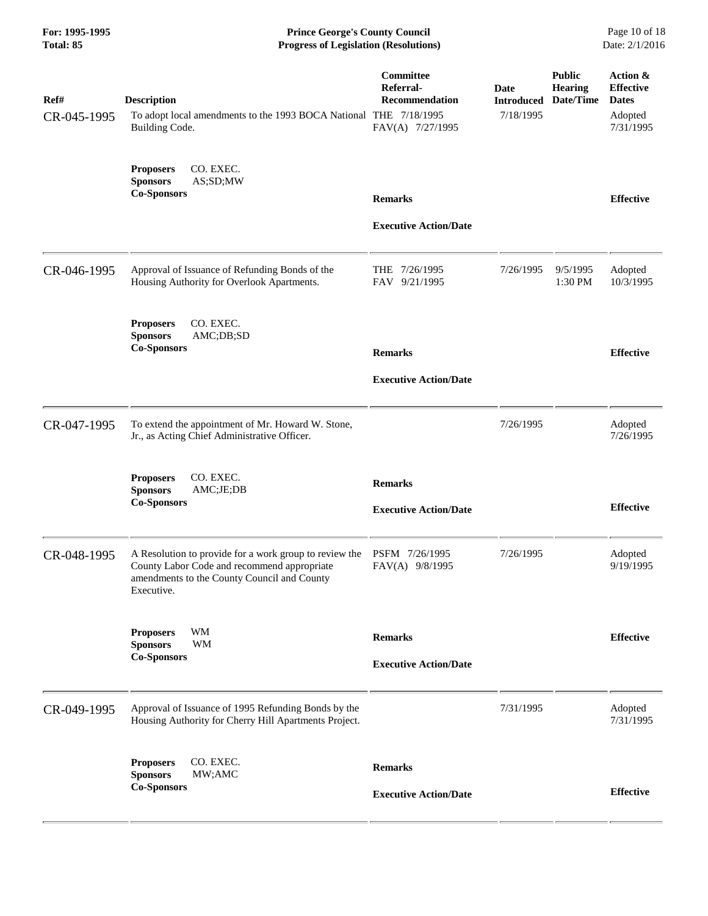| Ref# | Description | Committee Referral-Recommendation | Date Introduced | Public Hearing Date/Time | Action & Effective Dates |
|---|---|---|---|---|---|
| CR-045-1995 | To adopt local amendments to the 1993 BOCA National Building Code. | THE 7/18/1995<br>FAV(A) 7/27/1995 | 7/18/1995 | | Adopted 7/31/1995 |
| | **Proposers** CO. EXEC.<br>**Sponsors** AS;SD;MW<br>**Co-Sponsors** | **Remarks**<br><br>**Executive Action/Date** | | | **Effective** |
| CR-046-1995 | Approval of Issuance of Refunding Bonds of the Housing Authority for Overlook Apartments. | THE 7/26/1995<br>FAV 9/21/1995 | 7/26/1995 | 9/5/1995 1:30 PM | Adopted 10/3/1995 |
| | **Proposers** CO. EXEC.<br>**Sponsors** AMC;DB;SD<br>**Co-Sponsors** | **Remarks**<br><br>**Executive Action/Date** | | | **Effective** |
| CR-047-1995 | To extend the appointment of Mr. Howard W. Stone, Jr., as Acting Chief Administrative Officer. | | 7/26/1995 | | Adopted 7/26/1995 |
| | **Proposers** CO. EXEC.<br>**Sponsors** AMC;JE;DB<br>**Co-Sponsors** | **Remarks**<br><br>**Executive Action/Date** | | | **Effective** |
| CR-048-1995 | A Resolution to provide for a work group to review the County Labor Code and recommend appropriate amendments to the County Council and County Executive. | PSFM 7/26/1995<br>FAV(A) 9/8/1995 | 7/26/1995 | | Adopted 9/19/1995 |
| | **Proposers** WM<br>**Sponsors** WM<br>**Co-Sponsors** | **Remarks**<br><br>**Executive Action/Date** | | | **Effective** |
| CR-049-1995 | Approval of Issuance of 1995 Refunding Bonds by the Housing Authority for Cherry Hill Apartments Project. | | 7/31/1995 | | Adopted 7/31/1995 |
| | **Proposers** CO. EXEC.<br>**Sponsors** MW;AMC<br>**Co-Sponsors** | **Remarks**<br><br>**Executive Action/Date** | | | **Effective** |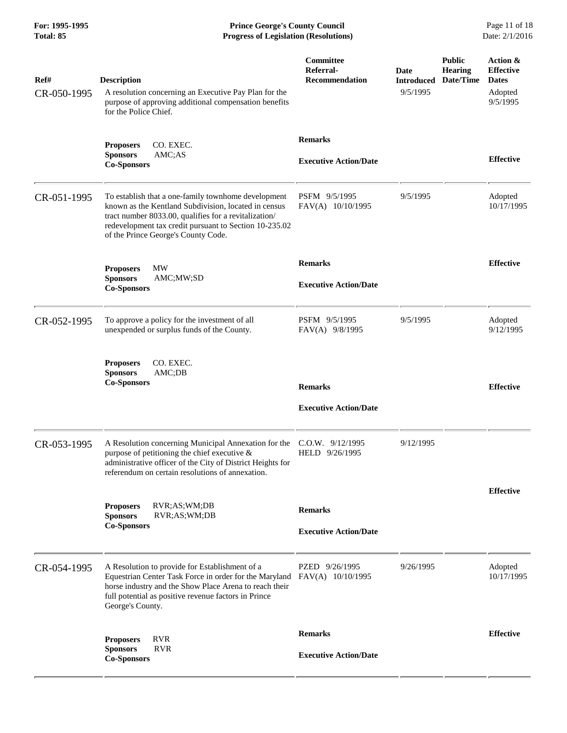| Ref# | Description | Committee Referral-Recommendation | Date Introduced | Public Hearing Date/Time | Action & Effective Dates |
|---|---|---|---|---|---|
| CR-050-1995 | A resolution concerning an Executive Pay Plan for the purpose of approving additional compensation benefits for the Police Chief. | | 9/5/1995 | | Adopted 9/5/1995 |
| | **Proposers** CO. EXEC.<br>**Sponsors** AMC;AS<br>**Co-Sponsors** | **Remarks**<br><br>**Executive Action/Date** | | | **Effective** |
| CR-051-1995 | To establish that a one-family townhome development known as the Kentland Subdivision, located in census tract number 8033.00, qualifies for a revitalization/ redevelopment tax credit pursuant to Section 10-235.02 of the Prince George's County Code. | PSFM 9/5/1995<br>FAV(A) 10/10/1995 | 9/5/1995 | | Adopted 10/17/1995 |
| | **Proposers** MW<br>**Sponsors** AMC;MW;SD<br>**Co-Sponsors** | **Remarks**<br><br>**Executive Action/Date** | | | **Effective** |
| CR-052-1995 | To approve a policy for the investment of all unexpended or surplus funds of the County. | PSFM 9/5/1995<br>FAV(A) 9/8/1995 | 9/5/1995 | | Adopted 9/12/1995 |
| | **Proposers** CO. EXEC.<br>**Sponsors** AMC;DB<br>**Co-Sponsors** | **Remarks**<br><br>**Executive Action/Date** | | | **Effective** |
| CR-053-1995 | A Resolution concerning Municipal Annexation for the purpose of petitioning the chief executive & administrative officer of the City of District Heights for referendum on certain resolutions of annexation. | C.O.W. 9/12/1995<br>HELD 9/26/1995 | 9/12/1995 | | |
| | **Proposers** RVR;AS;WM;DB<br>**Sponsors** RVR;AS;WM;DB<br>**Co-Sponsors** | **Remarks**<br><br>**Executive Action/Date** | | | **Effective** |
| CR-054-1995 | A Resolution to provide for Establishment of a Equestrian Center Task Force in order for the Maryland horse industry and the Show Place Arena to reach their full potential as positive revenue factors in Prince George's County. | PZED 9/26/1995<br>FAV(A) 10/10/1995 | 9/26/1995 | | Adopted 10/17/1995 |
| | **Proposers** RVR<br>**Sponsors** RVR<br>**Co-Sponsors** | **Remarks**<br><br>**Executive Action/Date** | | | **Effective** |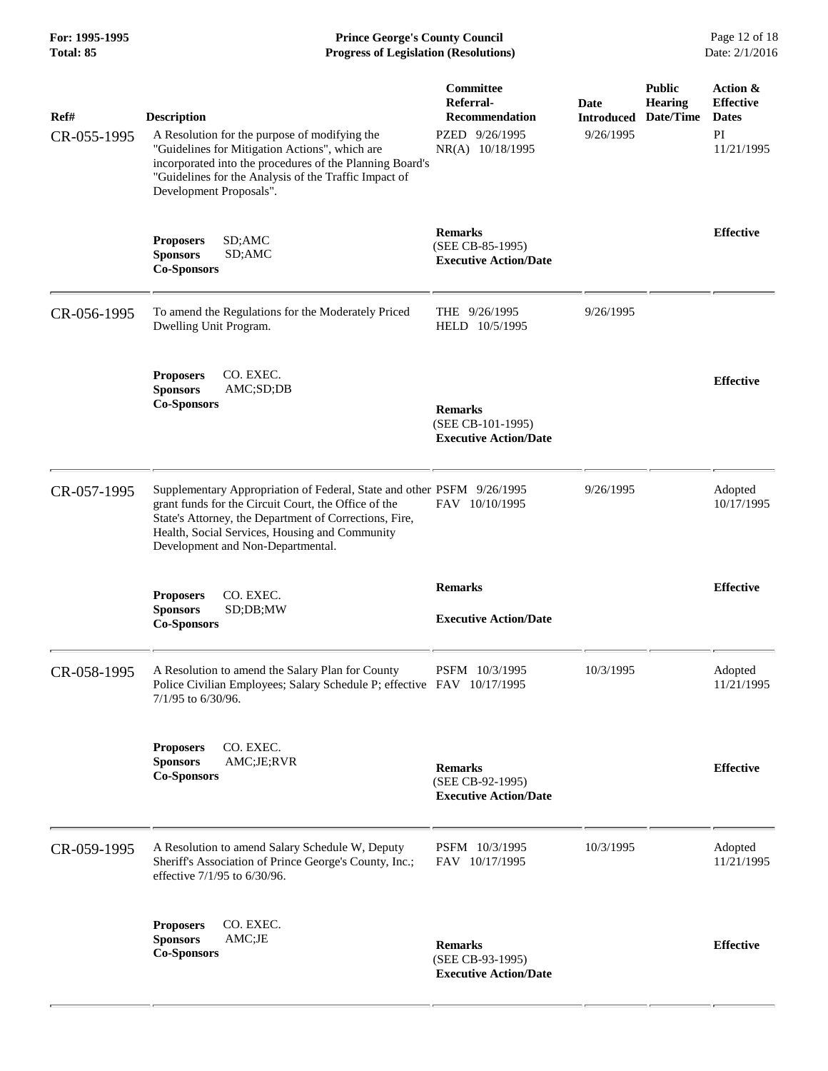| Ref# | Description | Committee Referral-Recommendation | Date Introduced | Public Hearing Date/Time | Action & Effective Dates |
|---|---|---|---|---|---|
| CR-055-1995 | A Resolution for the purpose of modifying the "Guidelines for Mitigation Actions", which are incorporated into the procedures of the Planning Board's "Guidelines for the Analysis of the Traffic Impact of Development Proposals". | PZED 9/26/1995<br>NR(A) 10/18/1995 | 9/26/1995 | | PI 11/21/1995 |
| | **Proposers** SD;AMC<br>**Sponsors** SD;AMC<br>**Co-Sponsors** | **Remarks**<br>(SEE CB-85-1995)<br>**Executive Action/Date** | | | **Effective** |
| CR-056-1995 | To amend the Regulations for the Moderately Priced Dwelling Unit Program. | THE 9/26/1995<br>HELD 10/5/1995 | 9/26/1995 | | |
| | **Proposers** CO. EXEC.<br>**Sponsors** AMC;SD;DB<br>**Co-Sponsors** | **Remarks**<br>(SEE CB-101-1995)<br>**Executive Action/Date** | | | **Effective** |
| CR-057-1995 | Supplementary Appropriation of Federal, State and other grant funds for the Circuit Court, the Office of the State's Attorney, the Department of Corrections, Fire, Health, Social Services, Housing and Community Development and Non-Departmental. | PSFM 9/26/1995<br>FAV 10/10/1995 | 9/26/1995 | | Adopted 10/17/1995 |
| | **Proposers** CO. EXEC.<br>**Sponsors** SD;DB;MW<br>**Co-Sponsors** | **Remarks**<br>**Executive Action/Date** | | | **Effective** |
| CR-058-1995 | A Resolution to amend the Salary Plan for County Police Civilian Employees; Salary Schedule P; effective 7/1/95 to 6/30/96. | PSFM 10/3/1995<br>FAV 10/17/1995 | 10/3/1995 | | Adopted 11/21/1995 |
| | **Proposers** CO. EXEC.<br>**Sponsors** AMC;JE;RVR<br>**Co-Sponsors** | **Remarks**<br>(SEE CB-92-1995)<br>**Executive Action/Date** | | | **Effective** |
| CR-059-1995 | A Resolution to amend Salary Schedule W, Deputy Sheriff's Association of Prince George's County, Inc.; effective 7/1/95 to 6/30/96. | PSFM 10/3/1995<br>FAV 10/17/1995 | 10/3/1995 | | Adopted 11/21/1995 |
| | **Proposers** CO. EXEC.<br>**Sponsors** AMC;JE<br>**Co-Sponsors** | **Remarks**<br>(SEE CB-93-1995)<br>**Executive Action/Date** | | | **Effective** |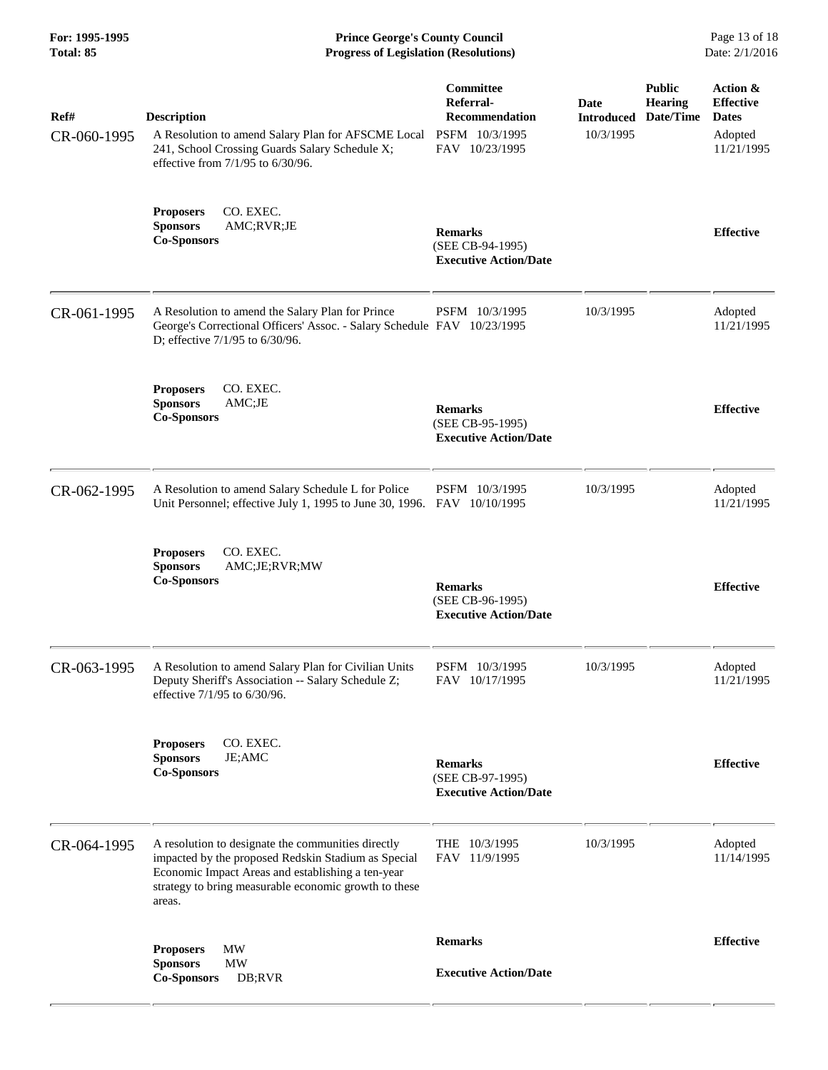| Ref# | Description | Committee Referral-Recommendation | Date Introduced | Public Hearing Date/Time | Action & Effective Dates |
|---|---|---|---|---|---|
| CR-060-1995 | A Resolution to amend Salary Plan for AFSCME Local 241, School Crossing Guards Salary Schedule X; effective from 7/1/95 to 6/30/96. | PSFM 10/3/1995<br>FAV 10/23/1995 | 10/3/1995 | | Adopted 11/21/1995 |
| | **Proposers** CO. EXEC.<br>**Sponsors** AMC;RVR;JE<br>**Co-Sponsors** | **Remarks**<br>(SEE CB-94-1995)<br>**Executive Action/Date** | | | **Effective** |
| CR-061-1995 | A Resolution to amend the Salary Plan for Prince George's Correctional Officers' Assoc. - Salary Schedule D; effective 7/1/95 to 6/30/96. | PSFM 10/3/1995<br>FAV 10/23/1995 | 10/3/1995 | | Adopted 11/21/1995 |
| | **Proposers** CO. EXEC.<br>**Sponsors** AMC;JE<br>**Co-Sponsors** | **Remarks**<br>(SEE CB-95-1995)<br>**Executive Action/Date** | | | **Effective** |
| CR-062-1995 | A Resolution to amend Salary Schedule L for Police Unit Personnel; effective July 1, 1995 to June 30, 1996. | PSFM 10/3/1995<br>FAV 10/10/1995 | 10/3/1995 | | Adopted 11/21/1995 |
| | **Proposers** CO. EXEC.<br>**Sponsors** AMC;JE;RVR;MW<br>**Co-Sponsors** | **Remarks**<br>(SEE CB-96-1995)<br>**Executive Action/Date** | | | **Effective** |
| CR-063-1995 | A Resolution to amend Salary Plan for Civilian Units Deputy Sheriff's Association -- Salary Schedule Z; effective 7/1/95 to 6/30/96. | PSFM 10/3/1995<br>FAV 10/17/1995 | 10/3/1995 | | Adopted 11/21/1995 |
| | **Proposers** CO. EXEC.<br>**Sponsors** JE;AMC<br>**Co-Sponsors** | **Remarks**<br>(SEE CB-97-1995)<br>**Executive Action/Date** | | | **Effective** |
| CR-064-1995 | A resolution to designate the communities directly impacted by the proposed Redskin Stadium as Special Economic Impact Areas and establishing a ten-year strategy to bring measurable economic growth to these areas. | THE 10/3/1995<br>FAV 11/9/1995 | 10/3/1995 | | Adopted 11/14/1995 |
| | **Proposers** MW<br>**Sponsors** MW<br>**Co-Sponsors** DB;RVR | **Remarks**<br>**Executive Action/Date** | | | **Effective** |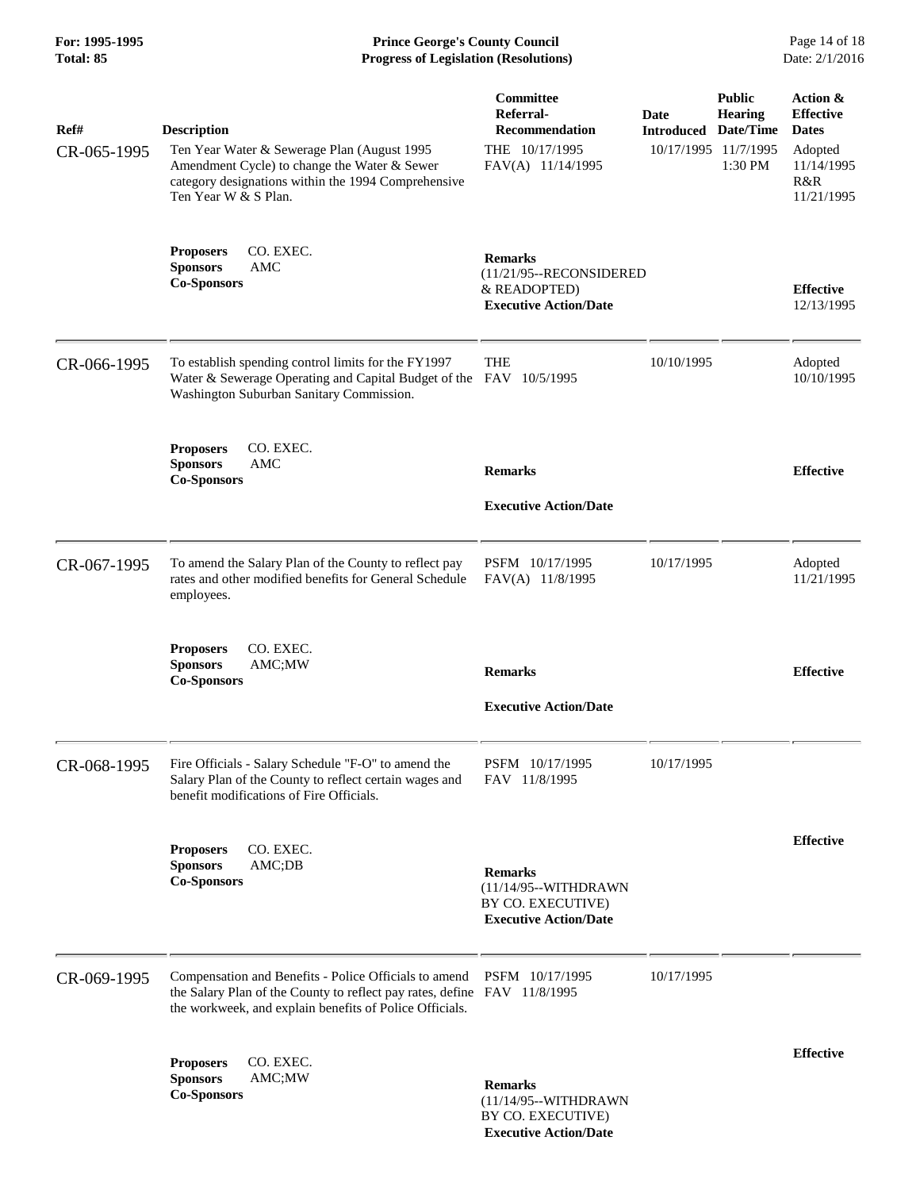| Ref# | Description | Committee Referral-Recommendation | Date Introduced | Public Hearing Date/Time | Action & Effective Dates |
|---|---|---|---|---|---|
| CR-065-1995 | Ten Year Water & Sewerage Plan (August 1995 Amendment Cycle) to change the Water & Sewer category designations within the 1994 Comprehensive Ten Year W & S Plan. | THE 10/17/1995<br>FAV(A) 11/14/1995 | 10/17/1995 | 11/7/1995 1:30 PM | Adopted 11/14/1995<br>R&R 11/21/1995 |
| | **Proposers** CO. EXEC.<br>**Sponsors** AMC<br>**Co-Sponsors** | **Remarks**<br>(11/21/95--RECONSIDERED & READOPTED)<br>**Executive Action/Date** | | | **Effective** 12/13/1995 |
| CR-066-1995 | To establish spending control limits for the FY1997 Water & Sewerage Operating and Capital Budget of the Washington Suburban Sanitary Commission. | THE<br>FAV 10/5/1995 | 10/10/1995 | | Adopted 10/10/1995 |
| | **Proposers** CO. EXEC.<br>**Sponsors** AMC<br>**Co-Sponsors** | **Remarks**<br>**Executive Action/Date** | | | **Effective** |
| CR-067-1995 | To amend the Salary Plan of the County to reflect pay rates and other modified benefits for General Schedule employees. | PSFM 10/17/1995<br>FAV(A) 11/8/1995 | 10/17/1995 | | Adopted 11/21/1995 |
| | **Proposers** CO. EXEC.<br>**Sponsors** AMC;MW<br>**Co-Sponsors** | **Remarks**<br>**Executive Action/Date** | | | **Effective** |
| CR-068-1995 | Fire Officials - Salary Schedule "F-O" to amend the Salary Plan of the County to reflect certain wages and benefit modifications of Fire Officials. | PSFM 10/17/1995<br>FAV 11/8/1995 | 10/17/1995 | | |
| | **Proposers** CO. EXEC.<br>**Sponsors** AMC;DB<br>**Co-Sponsors** | **Remarks**<br>(11/14/95--WITHDRAWN BY CO. EXECUTIVE)<br>**Executive Action/Date** | | | **Effective** |
| CR-069-1995 | Compensation and Benefits - Police Officials to amend the Salary Plan of the County to reflect pay rates, define the workweek, and explain benefits of Police Officials. | PSFM 10/17/1995<br>FAV 11/8/1995 | 10/17/1995 | | |
| | **Proposers** CO. EXEC.<br>**Sponsors** AMC;MW<br>**Co-Sponsors** | **Remarks**<br>(11/14/95--WITHDRAWN BY CO. EXECUTIVE)<br>**Executive Action/Date** | | | **Effective** |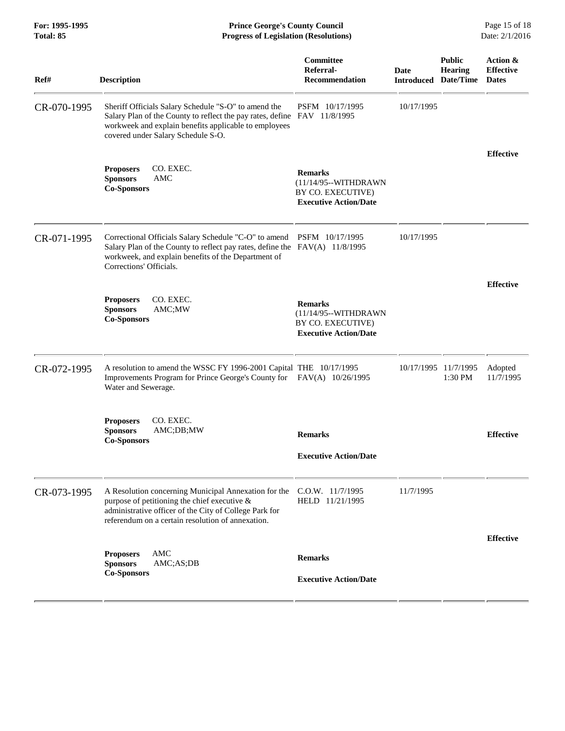| Ref# | Description | Committee Referral-Recommendation | Date Introduced | Public Hearing Date/Time | Action & Effective Dates |
|---|---|---|---|---|---|
| CR-070-1995 | Sheriff Officials Salary Schedule "S-O" to amend the Salary Plan of the County to reflect the pay rates, define workweek and explain benefits applicable to employees covered under Salary Schedule S-O.<br><br>**Proposers** CO. EXEC.<br>**Sponsors** AMC<br>**Co-Sponsors** | PSFM 10/17/1995<br>FAV 11/8/1995<br><br>**Remarks**<br>(11/14/95--WITHDRAWN BY CO. EXECUTIVE)<br>**Executive Action/Date** | 10/17/1995 | | **Effective** |
| CR-071-1995 | Correctional Officials Salary Schedule "C-O" to amend Salary Plan of the County to reflect pay rates, define the workweek, and explain benefits of the Department of Corrections' Officials.<br><br>**Proposers** CO. EXEC.<br>**Sponsors** AMC;MW<br>**Co-Sponsors** | PSFM 10/17/1995<br>FAV(A) 11/8/1995<br><br>**Remarks**<br>(11/14/95--WITHDRAWN BY CO. EXECUTIVE)<br>**Executive Action/Date** | 10/17/1995 | | **Effective** |
| CR-072-1995 | A resolution to amend the WSSC FY 1996-2001 Capital Improvements Program for Prince George's County for Water and Sewerage.<br><br>**Proposers** CO. EXEC.<br>**Sponsors** AMC;DB;MW<br>**Co-Sponsors** | THE 10/17/1995<br>FAV(A) 10/26/1995<br><br>**Remarks**<br><br>**Executive Action/Date** | 10/17/1995 | 11/7/1995 1:30 PM | Adopted 11/7/1995<br><br>**Effective** |
| CR-073-1995 | A Resolution concerning Municipal Annexation for the purpose of petitioning the chief executive & administrative officer of the City of College Park for referendum on a certain resolution of annexation.<br><br>**Proposers** AMC<br>**Sponsors** AMC;AS;DB<br>**Co-Sponsors** | C.O.W. 11/7/1995<br>HELD 11/21/1995<br><br>**Remarks**<br><br>**Executive Action/Date** | 11/7/1995 | | **Effective** |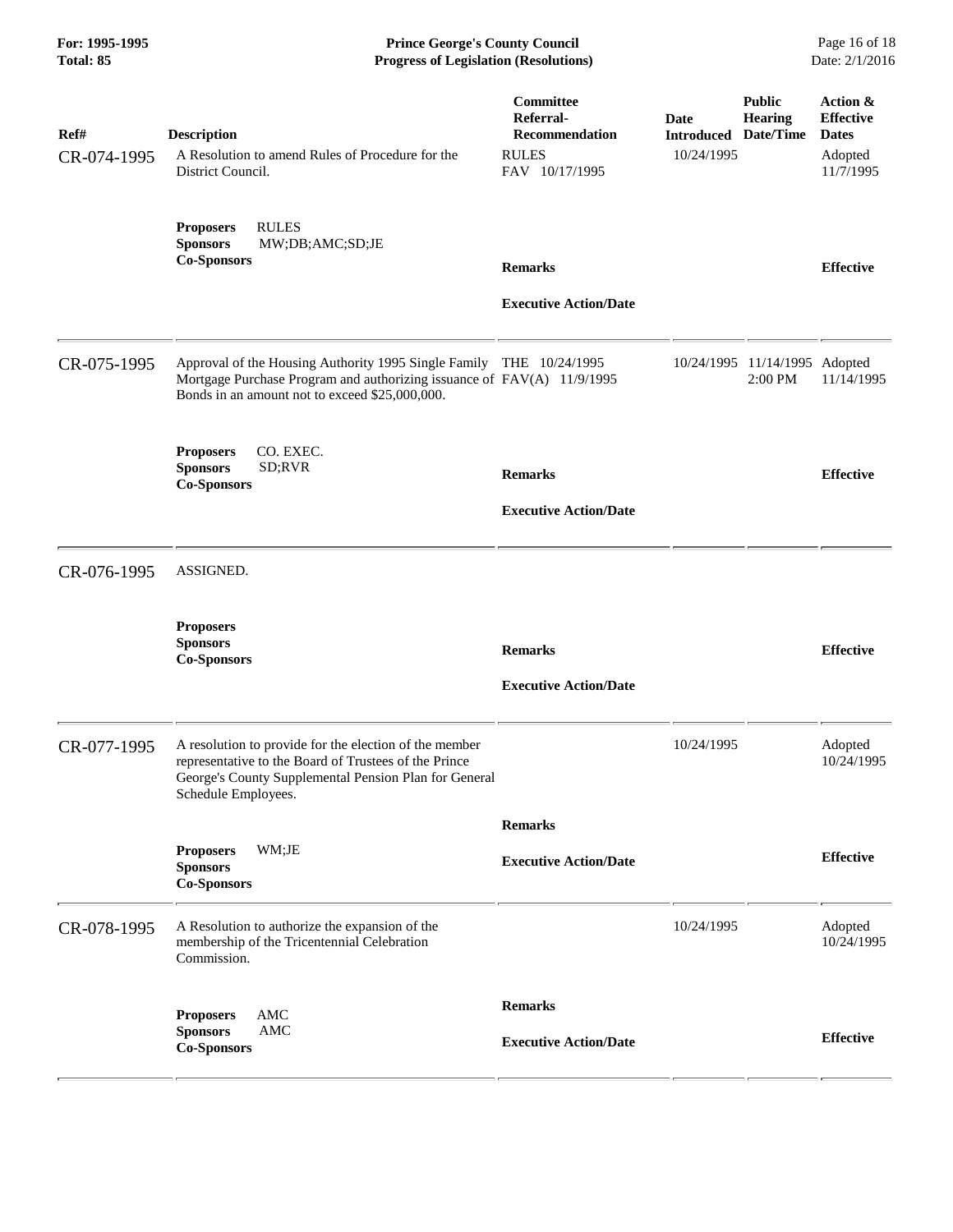| Ref# | Description | Committee Referral-Recommendation | Date Introduced | Public Hearing Date/Time | Action & Effective Dates |
|---|---|---|---|---|---|
| CR-074-1995 | A Resolution to amend Rules of Procedure for the District Council. | RULES<br>FAV 10/17/1995 | 10/24/1995 | | Adopted 11/7/1995 |
| | **Proposers** RULES<br>**Sponsors** MW;DB;AMC;SD;JE<br>**Co-Sponsors** | **Remarks**<br><br>**Executive Action/Date** | | | **Effective** |
| CR-075-1995 | Approval of the Housing Authority 1995 Single Family Mortgage Purchase Program and authorizing issuance of Bonds in an amount not to exceed $25,000,000. | THE 10/24/1995<br>FAV(A) 11/9/1995 | 10/24/1995 | 11/14/1995 2:00 PM | Adopted 11/14/1995 |
| | **Proposers** CO. EXEC.<br>**Sponsors** SD;RVR<br>**Co-Sponsors** | **Remarks**<br><br>**Executive Action/Date** | | | **Effective** |
| CR-076-1995 | ASSIGNED. | | | | |
| | **Proposers**<br>**Sponsors**<br>**Co-Sponsors** | **Remarks**<br><br>**Executive Action/Date** | | | **Effective** |
| CR-077-1995 | A resolution to provide for the election of the member representative to the Board of Trustees of the Prince George's County Supplemental Pension Plan for General Schedule Employees. | | 10/24/1995 | | Adopted 10/24/1995 |
| | **Proposers** WM;JE<br>**Sponsors**<br>**Co-Sponsors** | **Remarks**<br><br>**Executive Action/Date** | | | **Effective** |
| CR-078-1995 | A Resolution to authorize the expansion of the membership of the Tricentennial Celebration Commission. | | 10/24/1995 | | Adopted 10/24/1995 |
| | **Proposers** AMC<br>**Sponsors** AMC<br>**Co-Sponsors** | **Remarks**<br><br>**Executive Action/Date** | | | **Effective** |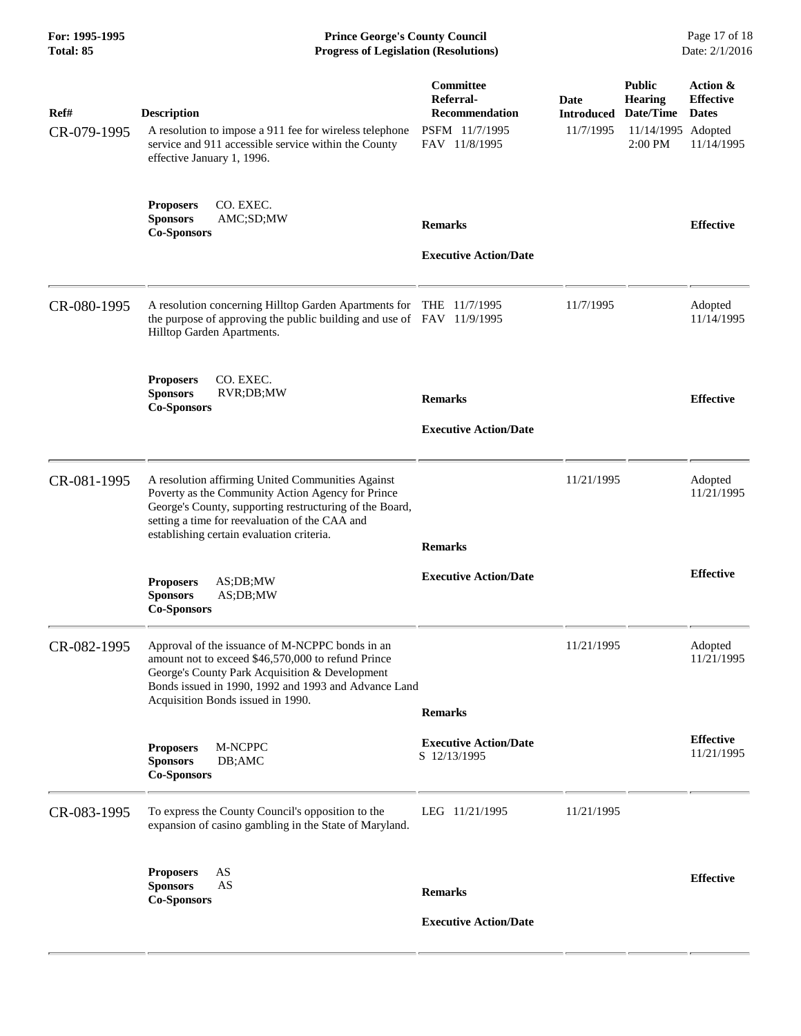| Ref# | Description | Committee Referral-Recommendation | Date Introduced | Public Hearing Date/Time | Action & Effective Dates |
|---|---|---|---|---|---|
| CR-079-1995 | A resolution to impose a 911 fee for wireless telephone service and 911 accessible service within the County effective January 1, 1996. | PSFM 11/7/1995<br>FAV 11/8/1995 | 11/7/1995 | 11/14/1995 2:00 PM | Adopted 11/14/1995 |
| | **Proposers** CO. EXEC.<br>**Sponsors** AMC;SD;MW<br>**Co-Sponsors** | **Remarks**<br><br>**Executive Action/Date** | | | **Effective** |
| CR-080-1995 | A resolution concerning Hilltop Garden Apartments for the purpose of approving the public building and use of Hilltop Garden Apartments. | THE 11/7/1995<br>FAV 11/9/1995 | 11/7/1995 | | Adopted 11/14/1995 |
| | **Proposers** CO. EXEC.<br>**Sponsors** RVR;DB;MW<br>**Co-Sponsors** | **Remarks**<br><br>**Executive Action/Date** | | | **Effective** |
| CR-081-1995 | A resolution affirming United Communities Against Poverty as the Community Action Agency for Prince George's County, supporting restructuring of the Board, setting a time for reevaluation of the CAA and establishing certain evaluation criteria. | | 11/21/1995 | | Adopted 11/21/1995 |
| | **Proposers** AS;DB;MW<br>**Sponsors** AS;DB;MW<br>**Co-Sponsors** | **Remarks**<br><br>**Executive Action/Date** | | | **Effective** |
| CR-082-1995 | Approval of the issuance of M-NCPPC bonds in an amount not to exceed $46,570,000 to refund Prince George's County Park Acquisition & Development Bonds issued in 1990, 1992 and 1993 and Advance Land Acquisition Bonds issued in 1990. | | 11/21/1995 | | Adopted 11/21/1995 |
| | **Proposers** M-NCPPC<br>**Sponsors** DB;AMC<br>**Co-Sponsors** | **Remarks**<br><br>**Executive Action/Date**<br>S 12/13/1995 | | | **Effective** 11/21/1995 |
| CR-083-1995 | To express the County Council's opposition to the expansion of casino gambling in the State of Maryland. | LEG 11/21/1995 | 11/21/1995 | | |
| | **Proposers** AS<br>**Sponsors** AS<br>**Co-Sponsors** | **Remarks**<br><br>**Executive Action/Date** | | | **Effective** |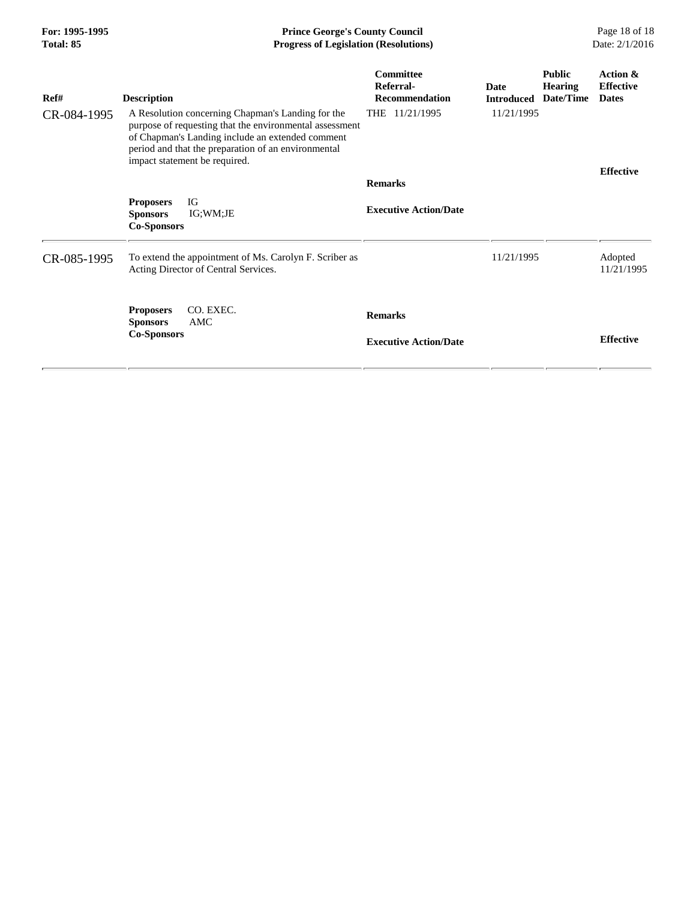| Ref# | Description | Committee Referral-Recommendation | Date Introduced | Public Hearing Date/Time | Action & Effective Dates |
|---|---|---|---|---|---|
| CR-084-1995 | A Resolution concerning Chapman's Landing for the purpose of requesting that the environmental assessment of Chapman's Landing include an extended comment period and that the preparation of an environmental impact statement be required. | THE 11/21/1995 | 11/21/1995 | | |
| | | **Remarks** | | | **Effective** |
| | **Proposers** IG<br>**Sponsors** IG;WM;JE<br>**Co-Sponsors** | **Executive Action/Date** | | | |
| CR-085-1995 | To extend the appointment of Ms. Carolyn F. Scriber as Acting Director of Central Services. | | 11/21/1995 | | Adopted 11/21/1995 |
| | **Proposers** CO. EXEC.<br>**Sponsors** AMC<br>**Co-Sponsors** | **Remarks** | | | |
| | | **Executive Action/Date** | | | **Effective** |